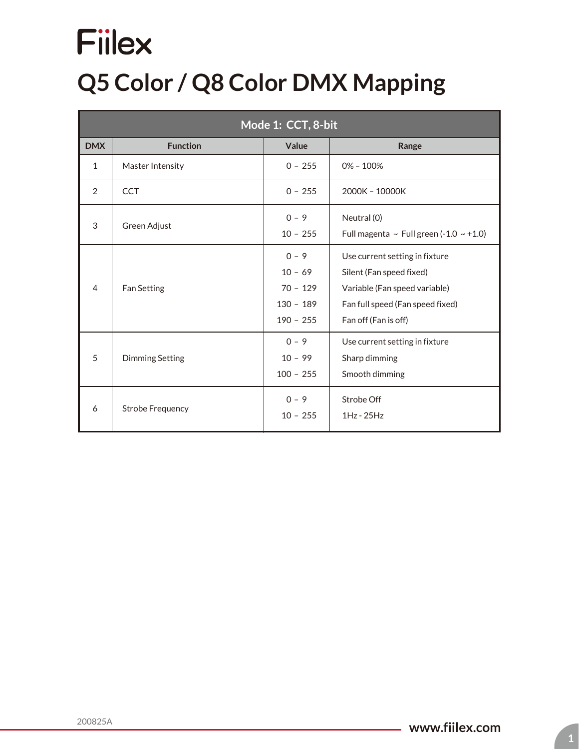Fiilex

# Q5 Color / Q8 Color DMX Mapping

| Mode 1: CCT, 8-bit | | | |
|---|---|---|---|
| **DMX** | **Function** | **Value** | **Range** |
| 1 | Master Intensity | 0 – 255 | 0% – 100% |
| 2 | CCT | 0 – 255 | 2000K – 10000K |
| 3 | Green Adjust | 0 – 9<br>10 – 255 | Neutral (0)<br>Full magenta ~ Full green (-1.0 ~ +1.0) |
| 4 | Fan Setting | 0 – 9<br>10 – 69<br>70 – 129<br>130 – 189<br>190 – 255 | Use current setting in fixture<br>Silent (Fan speed fixed)<br>Variable (Fan speed variable)<br>Fan full speed (Fan speed fixed)<br>Fan off (Fan is off) |
| 5 | Dimming Setting | 0 – 9<br>10 – 99<br>100 – 255 | Use current setting in fixture<br>Sharp dimming<br>Smooth dimming |
| 6 | Strobe Frequency | 0 – 9<br>10 – 255 | Strobe Off<br>1Hz - 25Hz |

200825A

www.fiilex.com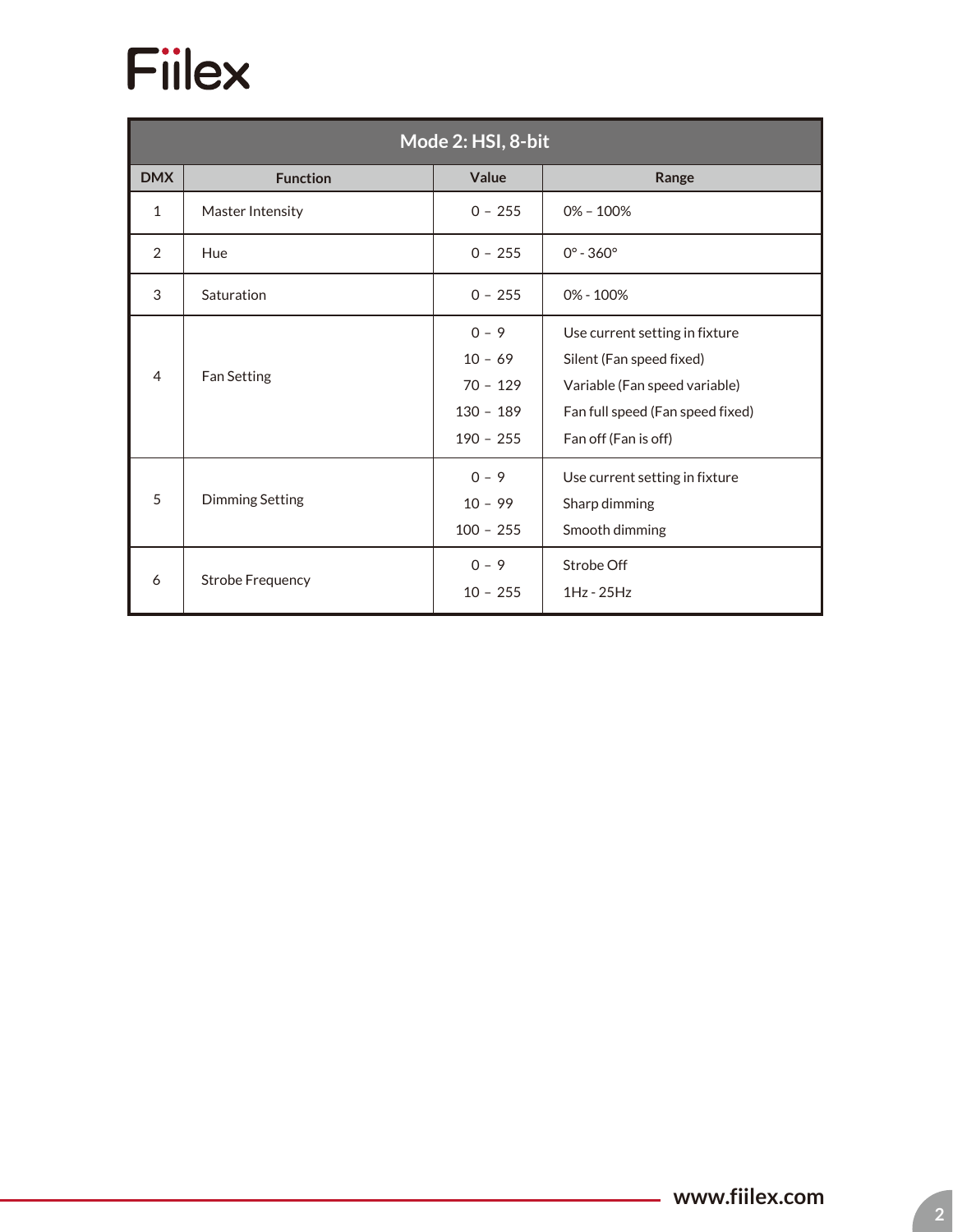| Mode 2: HSI, 8-bit | | | |
|---|---|---|---|
| **DMX** | **Function** | **Value** | **Range** |
| 1 | Master Intensity | 0 – 255 | 0% – 100% |
| 2 | Hue | 0 – 255 | 0° - 360° |
| 3 | Saturation | 0 – 255 | 0% - 100% |
| 4 | Fan Setting | 0 – 9<br>10 – 69<br>70 – 129<br>130 – 189<br>190 – 255 | Use current setting in fixture<br>Silent (Fan speed fixed)<br>Variable (Fan speed variable)<br>Fan full speed (Fan speed fixed)<br>Fan off (Fan is off) |
| 5 | Dimming Setting | 0 – 9<br>10 – 99<br>100 – 255 | Use current setting in fixture<br>Sharp dimming<br>Smooth dimming |
| 6 | Strobe Frequency | 0 – 9<br>10 – 255 | Strobe Off<br>1Hz - 25Hz |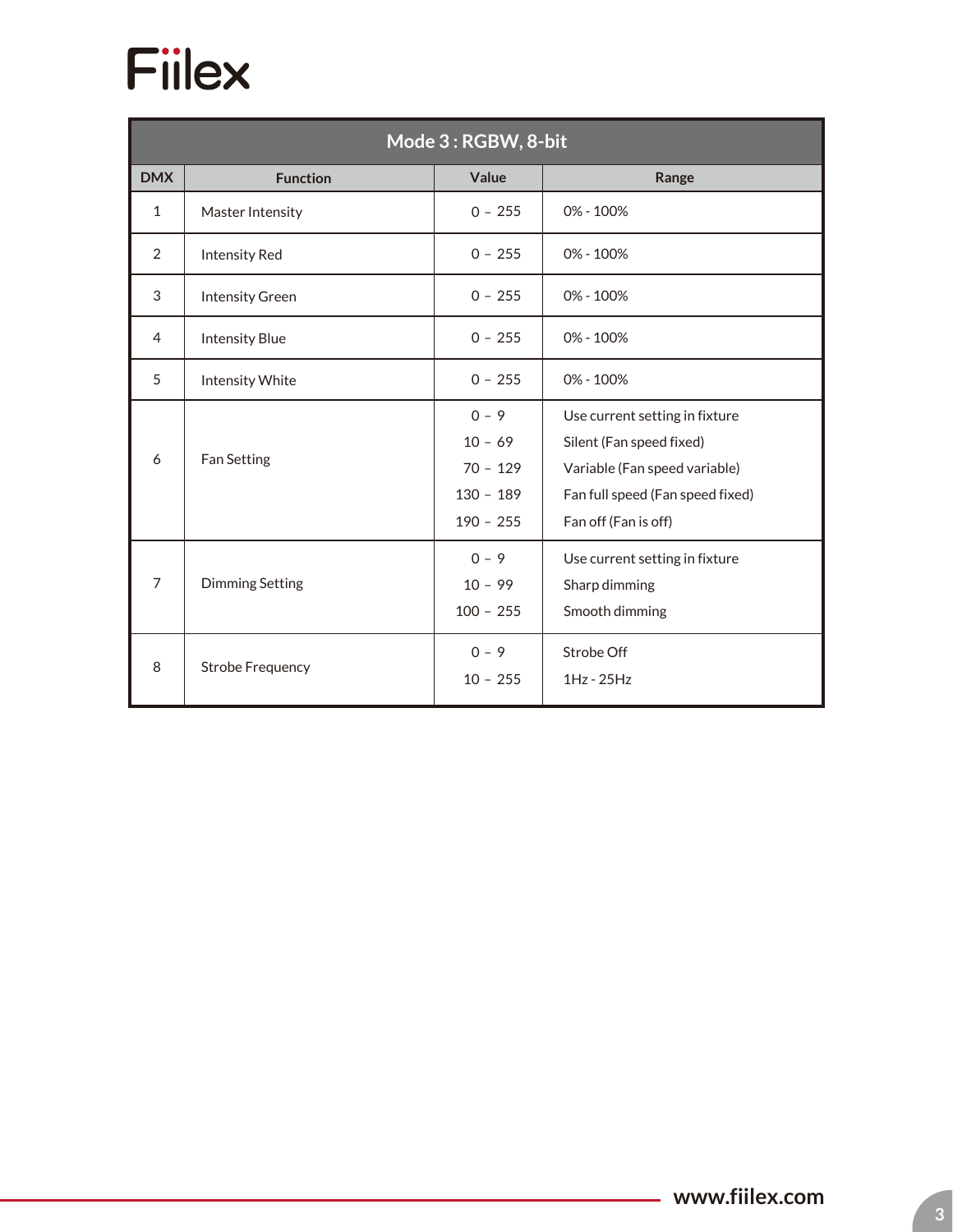| Mode 3 : RGBW, 8-bit | | | |
|---|---|---|---|
| **DMX** | **Function** | **Value** | **Range** |
| 1 | Master Intensity | 0 – 255 | 0% - 100% |
| 2 | Intensity Red | 0 – 255 | 0% - 100% |
| 3 | Intensity Green | 0 – 255 | 0% - 100% |
| 4 | Intensity Blue | 0 – 255 | 0% - 100% |
| 5 | Intensity White | 0 – 255 | 0% - 100% |
| 6 | Fan Setting | 0 – 9<br>10 – 69<br>70 – 129<br>130 – 189<br>190 – 255 | Use current setting in fixture<br>Silent (Fan speed fixed)<br>Variable (Fan speed variable)<br>Fan full speed (Fan speed fixed)<br>Fan off (Fan is off) |
| 7 | Dimming Setting | 0 – 9<br>10 – 99<br>100 – 255 | Use current setting in fixture<br>Sharp dimming<br>Smooth dimming |
| 8 | Strobe Frequency | 0 – 9<br>10 – 255 | Strobe Off<br>1Hz - 25Hz |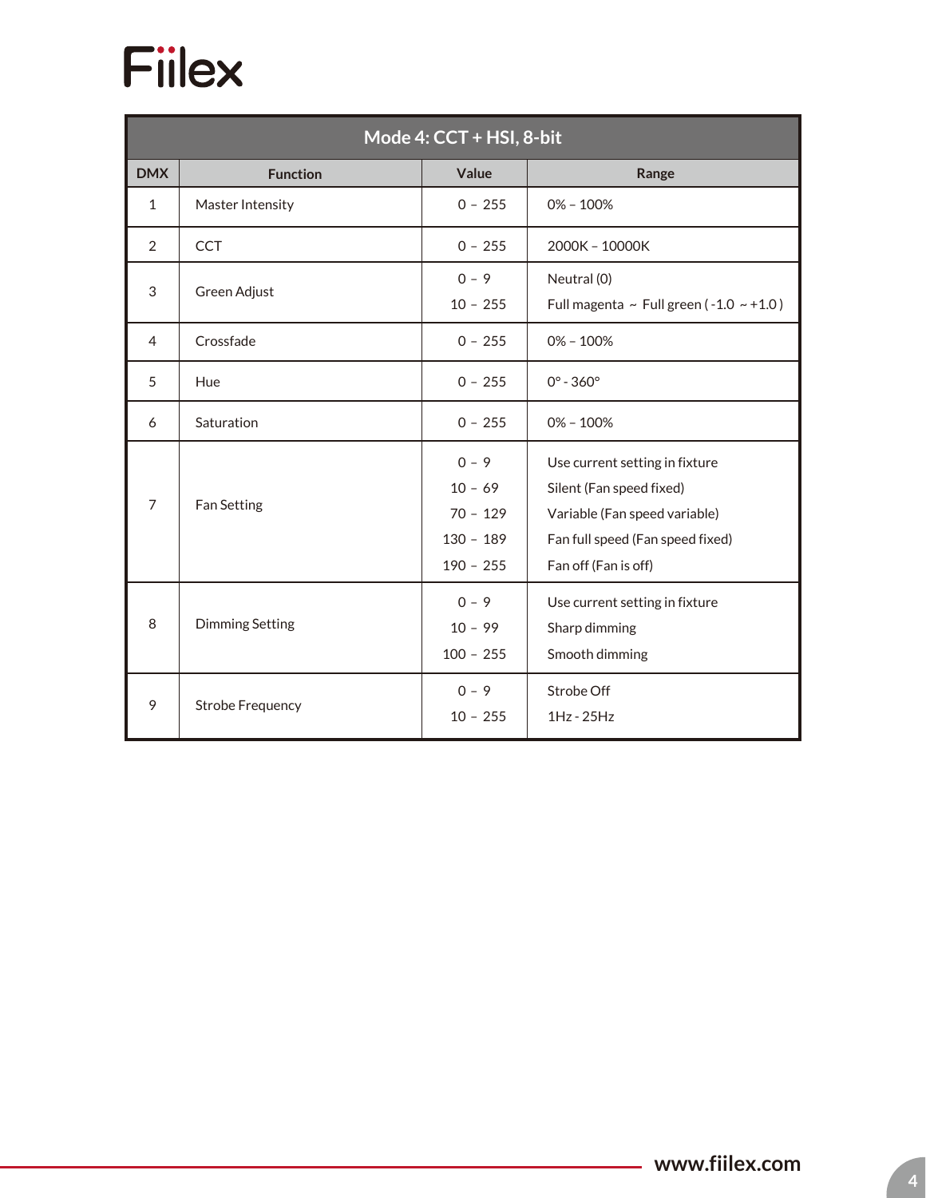| Mode 4: CCT + HSI, 8-bit | | | |
|---|---|---|---|
| **DMX** | **Function** | **Value** | **Range** |
| 1 | Master Intensity | 0 – 255 | 0% – 100% |
| 2 | CCT | 0 – 255 | 2000K – 10000K |
| 3 | Green Adjust | 0 – 9<br>10 – 255 | Neutral (0)<br>Full magenta ~ Full green ( -1.0 ~ +1.0 ) |
| 4 | Crossfade | 0 – 255 | 0% – 100% |
| 5 | Hue | 0 – 255 | 0° - 360° |
| 6 | Saturation | 0 – 255 | 0% – 100% |
| 7 | Fan Setting | 0 – 9<br>10 – 69<br>70 – 129<br>130 – 189<br>190 – 255 | Use current setting in fixture<br>Silent (Fan speed fixed)<br>Variable (Fan speed variable)<br>Fan full speed (Fan speed fixed)<br>Fan off (Fan is off) |
| 8 | Dimming Setting | 0 – 9<br>10 – 99<br>100 – 255 | Use current setting in fixture<br>Sharp dimming<br>Smooth dimming |
| 9 | Strobe Frequency | 0 – 9<br>10 – 255 | Strobe Off<br>1Hz - 25Hz |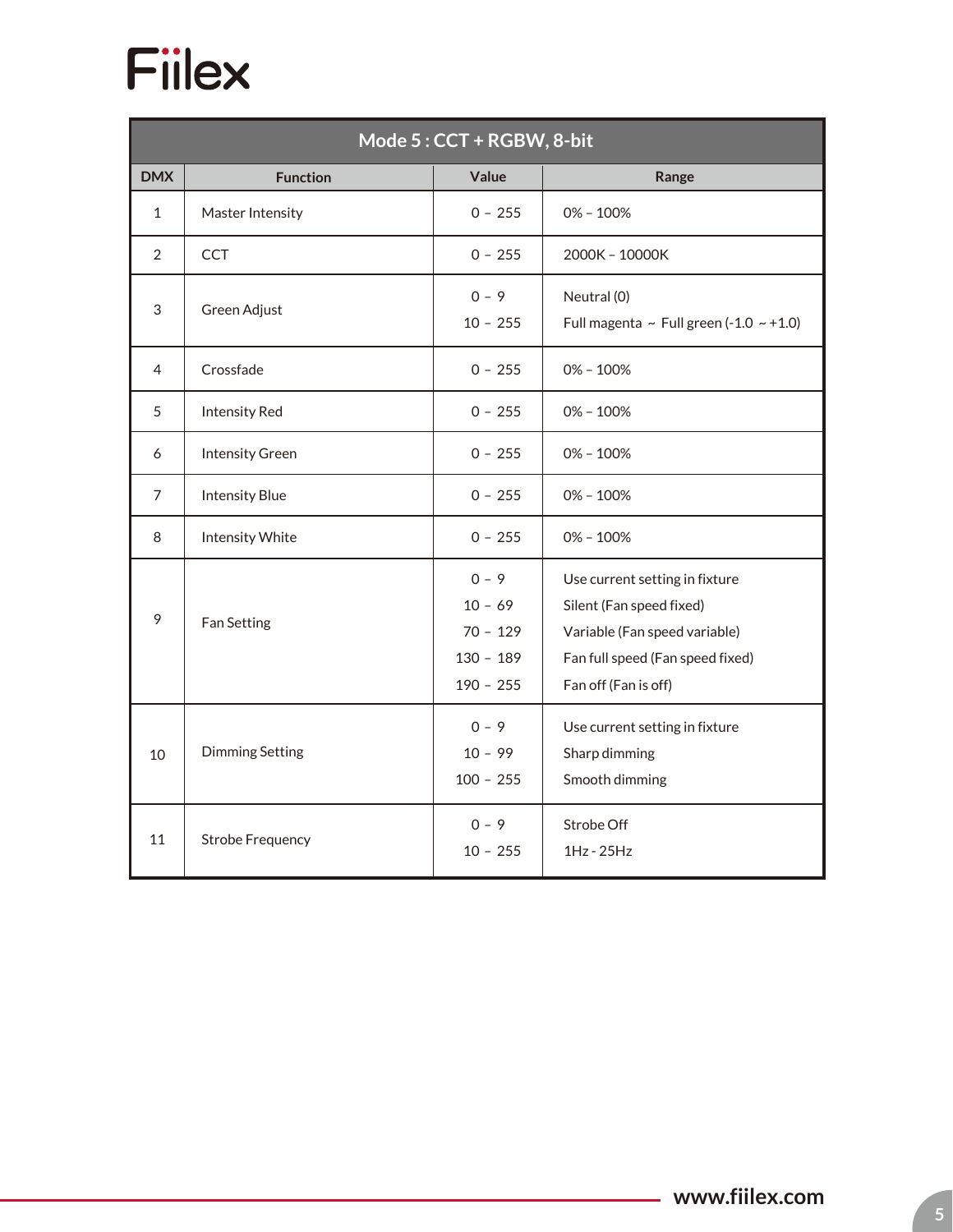## Mode 5 : CCT + RGBW, 8-bit

| DMX | Function | Value | Range |
|---|---|---|---|
| 1 | Master Intensity | 0 – 255 | 0% – 100% |
| 2 | CCT | 0 – 255 | 2000K – 10000K |
| 3 | Green Adjust | 0 – 9<br>10 – 255 | Neutral (0)<br>Full magenta ~ Full green (-1.0 ~ +1.0) |
| 4 | Crossfade | 0 – 255 | 0% – 100% |
| 5 | Intensity Red | 0 – 255 | 0% – 100% |
| 6 | Intensity Green | 0 – 255 | 0% – 100% |
| 7 | Intensity Blue | 0 – 255 | 0% – 100% |
| 8 | Intensity White | 0 – 255 | 0% – 100% |
| 9 | Fan Setting | 0 – 9<br>10 – 69<br>70 – 129<br>130 – 189<br>190 – 255 | Use current setting in fixture<br>Silent (Fan speed fixed)<br>Variable (Fan speed variable)<br>Fan full speed (Fan speed fixed)<br>Fan off (Fan is off) |
| 10 | Dimming Setting | 0 – 9<br>10 – 99<br>100 – 255 | Use current setting in fixture<br>Sharp dimming<br>Smooth dimming |
| 11 | Strobe Frequency | 0 – 9<br>10 – 255 | Strobe Off<br>1Hz - 25Hz |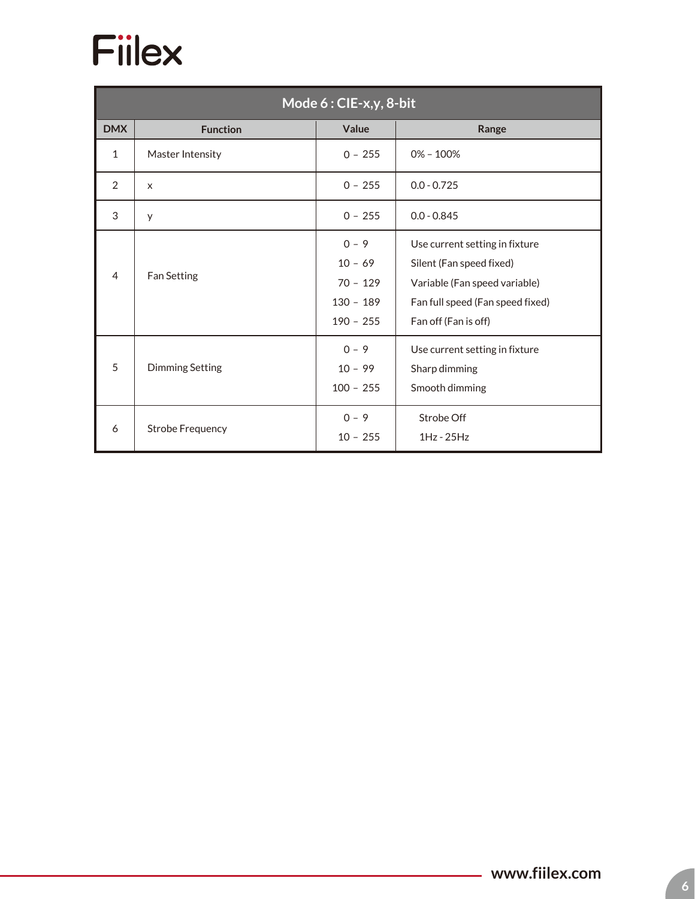| Mode 6 : CIE-x,y, 8-bit | | | |
|---|---|---|---|
| **DMX** | **Function** | **Value** | **Range** |
| 1 | Master Intensity | 0 – 255 | 0% – 100% |
| 2 | x | 0 – 255 | 0.0 - 0.725 |
| 3 | y | 0 – 255 | 0.0 - 0.845 |
| 4 | Fan Setting | 0 – 9<br>10 – 69<br>70 – 129<br>130 – 189<br>190 – 255 | Use current setting in fixture<br>Silent (Fan speed fixed)<br>Variable (Fan speed variable)<br>Fan full speed (Fan speed fixed)<br>Fan off (Fan is off) |
| 5 | Dimming Setting | 0 – 9<br>10 – 99<br>100 – 255 | Use current setting in fixture<br>Sharp dimming<br>Smooth dimming |
| 6 | Strobe Frequency | 0 – 9<br>10 – 255 | Strobe Off<br>1Hz - 25Hz |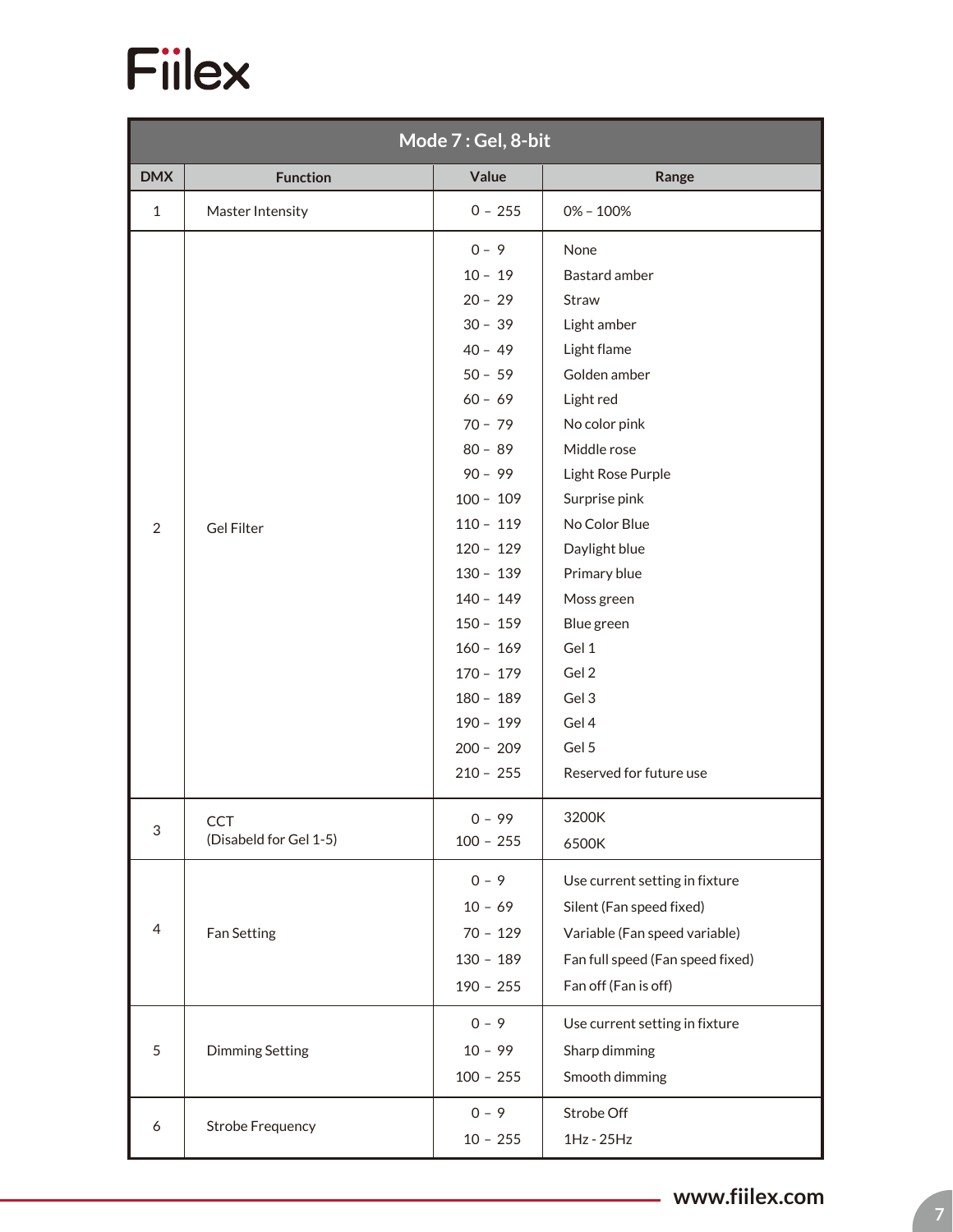| Mode 7 : Gel, 8-bit | | | |
|---|---|---|---|
| **DMX** | **Function** | **Value** | **Range** |
| 1 | Master Intensity | 0 – 255 | 0% – 100% |
| 2 | Gel Filter | 0 – 9 | None |
| | | 10 – 19 | Bastard amber |
| | | 20 – 29 | Straw |
| | | 30 – 39 | Light amber |
| | | 40 – 49 | Light flame |
| | | 50 – 59 | Golden amber |
| | | 60 – 69 | Light red |
| | | 70 – 79 | No color pink |
| | | 80 – 89 | Middle rose |
| | | 90 – 99 | Light Rose Purple |
| | | 100 – 109 | Surprise pink |
| | | 110 – 119 | No Color Blue |
| | | 120 – 129 | Daylight blue |
| | | 130 – 139 | Primary blue |
| | | 140 – 149 | Moss green |
| | | 150 – 159 | Blue green |
| | | 160 – 169 | Gel 1 |
| | | 170 – 179 | Gel 2 |
| | | 180 – 189 | Gel 3 |
| | | 190 – 199 | Gel 4 |
| | | 200 – 209 | Gel 5 |
| | | 210 – 255 | Reserved for future use |
| 3 | CCT (Disabeld for Gel 1-5) | 0 – 99 | 3200K |
| | | 100 – 255 | 6500K |
| 4 | Fan Setting | 0 – 9 | Use current setting in fixture |
| | | 10 – 69 | Silent (Fan speed fixed) |
| | | 70 – 129 | Variable (Fan speed variable) |
| | | 130 – 189 | Fan full speed (Fan speed fixed) |
| | | 190 – 255 | Fan off (Fan is off) |
| 5 | Dimming Setting | 0 – 9 | Use current setting in fixture |
| | | 10 – 99 | Sharp dimming |
| | | 100 – 255 | Smooth dimming |
| 6 | Strobe Frequency | 0 – 9 | Strobe Off |
| | | 10 – 255 | 1Hz - 25Hz |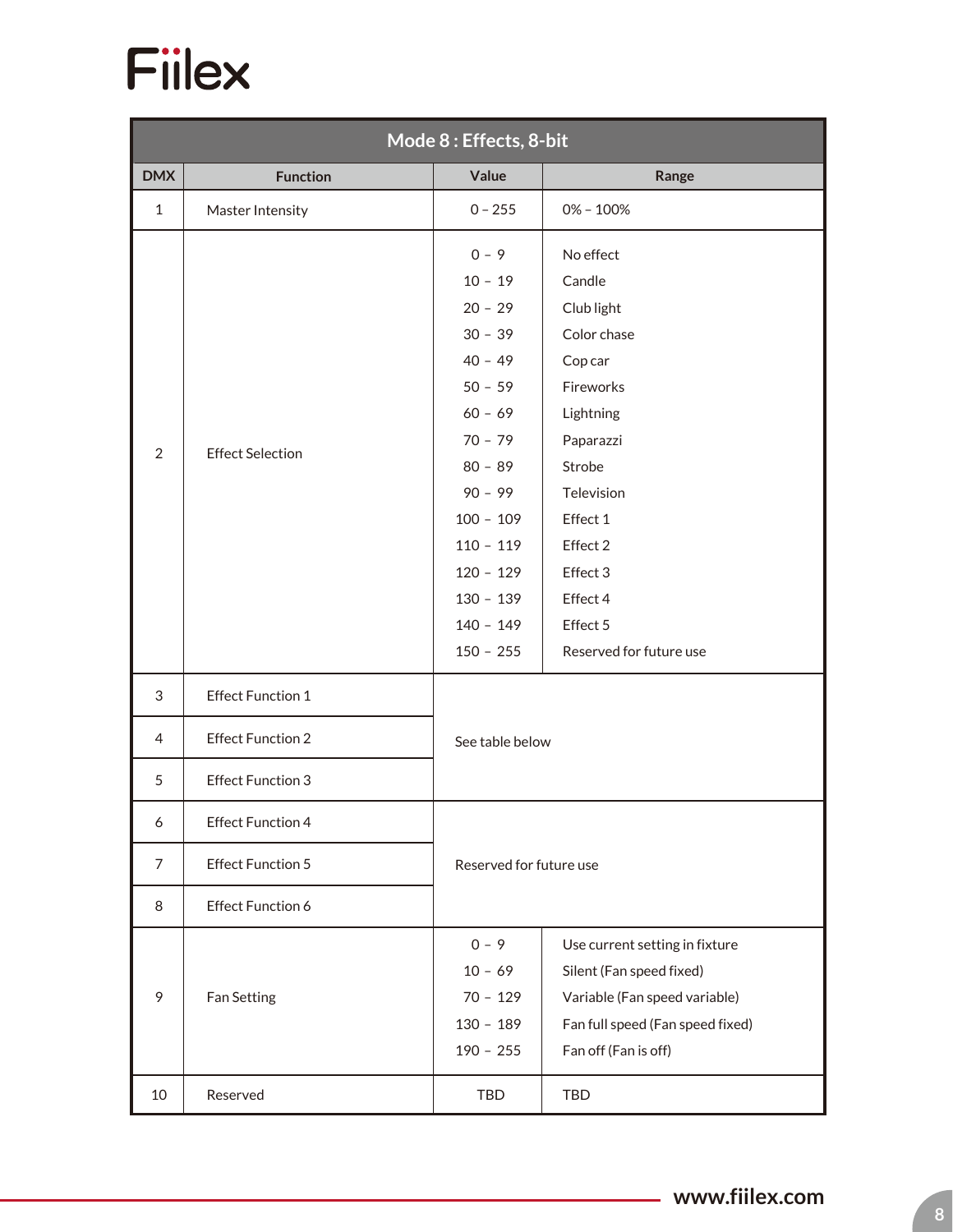| Mode 8 : Effects, 8-bit | | | |
|---|---|---|---|
| **DMX** | **Function** | **Value** | **Range** |
| 1 | Master Intensity | 0 – 255 | 0% – 100% |
| 2 | Effect Selection | 0 – 9 | No effect |
| | | 10 – 19 | Candle |
| | | 20 – 29 | Club light |
| | | 30 – 39 | Color chase |
| | | 40 – 49 | Cop car |
| | | 50 – 59 | Fireworks |
| | | 60 – 69 | Lightning |
| | | 70 – 79 | Paparazzi |
| | | 80 – 89 | Strobe |
| | | 90 – 99 | Television |
| | | 100 – 109 | Effect 1 |
| | | 110 – 119 | Effect 2 |
| | | 120 – 129 | Effect 3 |
| | | 130 – 139 | Effect 4 |
| | | 140 – 149 | Effect 5 |
| | | 150 – 255 | Reserved for future use |
| 3 | Effect Function 1 | See table below | |
| 4 | Effect Function 2 | See table below | |
| 5 | Effect Function 3 | See table below | |
| 6 | Effect Function 4 | Reserved for future use | |
| 7 | Effect Function 5 | Reserved for future use | |
| 8 | Effect Function 6 | Reserved for future use | |
| 9 | Fan Setting | 0 – 9 | Use current setting in fixture |
| | | 10 – 69 | Silent (Fan speed fixed) |
| | | 70 – 129 | Variable (Fan speed variable) |
| | | 130 – 189 | Fan full speed (Fan speed fixed) |
| | | 190 – 255 | Fan off (Fan is off) |
| 10 | Reserved | TBD | TBD |

www.fiilex.com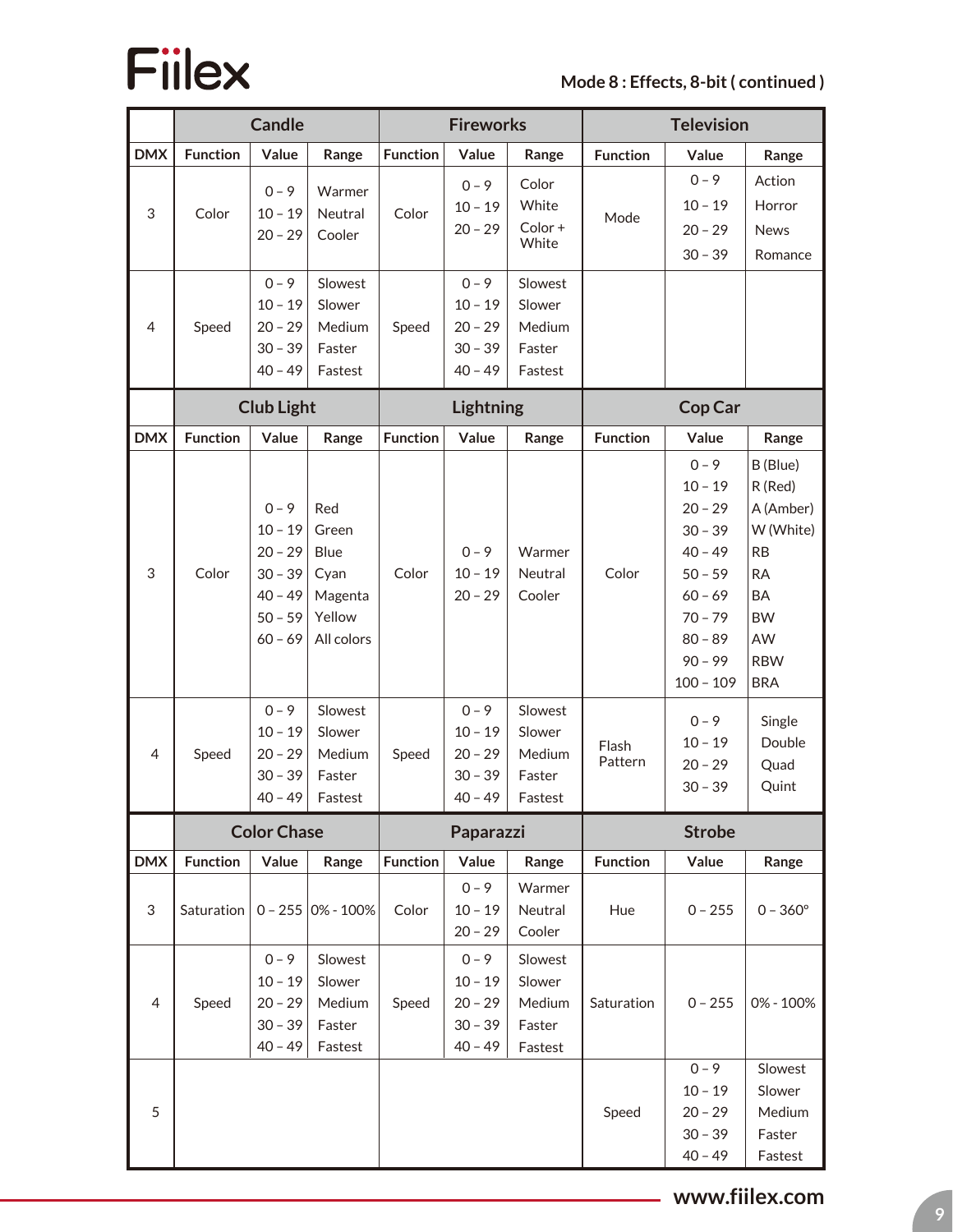## Mode 8 : Effects, 8-bit ( continued )

| | Candle | | | Fireworks | | | Television | | |
|---|---|---|---|---|---|---|---|---|---|
| **DMX** | **Function** | **Value** | **Range** | **Function** | **Value** | **Range** | **Function** | **Value** | **Range** |
| 3 | Color | 0 – 9<br>10 – 19<br>20 – 29 | Warmer<br>Neutral<br>Cooler | Color | 0 – 9<br>10 – 19<br>20 – 29 | Color<br>White<br>Color + White | Mode | 0 – 9<br>10 – 19<br>20 – 29<br>30 – 39 | Action<br>Horror<br>News<br>Romance |
| 4 | Speed | 0 – 9<br>10 – 19<br>20 – 29<br>30 – 39<br>40 – 49 | Slowest<br>Slower<br>Medium<br>Faster<br>Fastest | Speed | 0 – 9<br>10 – 19<br>20 – 29<br>30 – 39<br>40 – 49 | Slowest<br>Slower<br>Medium<br>Faster<br>Fastest | | | |

| | Club Light | | | Lightning | | | Cop Car | | |
|---|---|---|---|---|---|---|---|---|---|
| **DMX** | **Function** | **Value** | **Range** | **Function** | **Value** | **Range** | **Function** | **Value** | **Range** |
| 3 | Color | 0 – 9<br>10 – 19<br>20 – 29<br>30 – 39<br>40 – 49<br>50 – 59<br>60 – 69 | Red<br>Green<br>Blue<br>Cyan<br>Magenta<br>Yellow<br>All colors | Color | 0 – 9<br>10 – 19<br>20 – 29 | Warmer<br>Neutral<br>Cooler | Color | 0 – 9<br>10 – 19<br>20 – 29<br>30 – 39<br>40 – 49<br>50 – 59<br>60 – 69<br>70 – 79<br>80 – 89<br>90 – 99<br>100 – 109 | B (Blue)<br>R (Red)<br>A (Amber)<br>W (White)<br>RB<br>RA<br>BA<br>BW<br>AW<br>RBW<br>BRA |
| 4 | Speed | 0 – 9<br>10 – 19<br>20 – 29<br>30 – 39<br>40 – 49 | Slowest<br>Slower<br>Medium<br>Faster<br>Fastest | Speed | 0 – 9<br>10 – 19<br>20 – 29<br>30 – 39<br>40 – 49 | Slowest<br>Slower<br>Medium<br>Faster<br>Fastest | Flash Pattern | 0 – 9<br>10 – 19<br>20 – 29<br>30 – 39 | Single<br>Double<br>Quad<br>Quint |

| | Color Chase | | | Paparazzi | | | Strobe | | |
|---|---|---|---|---|---|---|---|---|---|
| **DMX** | **Function** | **Value** | **Range** | **Function** | **Value** | **Range** | **Function** | **Value** | **Range** |
| 3 | Saturation | 0 – 255 | 0% - 100% | Color | 0 – 9<br>10 – 19<br>20 – 29 | Warmer<br>Neutral<br>Cooler | Hue | 0 – 255 | 0 – 360° |
| 4 | Speed | 0 – 9<br>10 – 19<br>20 – 29<br>30 – 39<br>40 – 49 | Slowest<br>Slower<br>Medium<br>Faster<br>Fastest | Speed | 0 – 9<br>10 – 19<br>20 – 29<br>30 – 39<br>40 – 49 | Slowest<br>Slower<br>Medium<br>Faster<br>Fastest | Saturation | 0 – 255 | 0% - 100% |
| 5 | | | | | | | Speed | 0 – 9<br>10 – 19<br>20 – 29<br>30 – 39<br>40 – 49 | Slowest<br>Slower<br>Medium<br>Faster<br>Fastest |

www.fiilex.com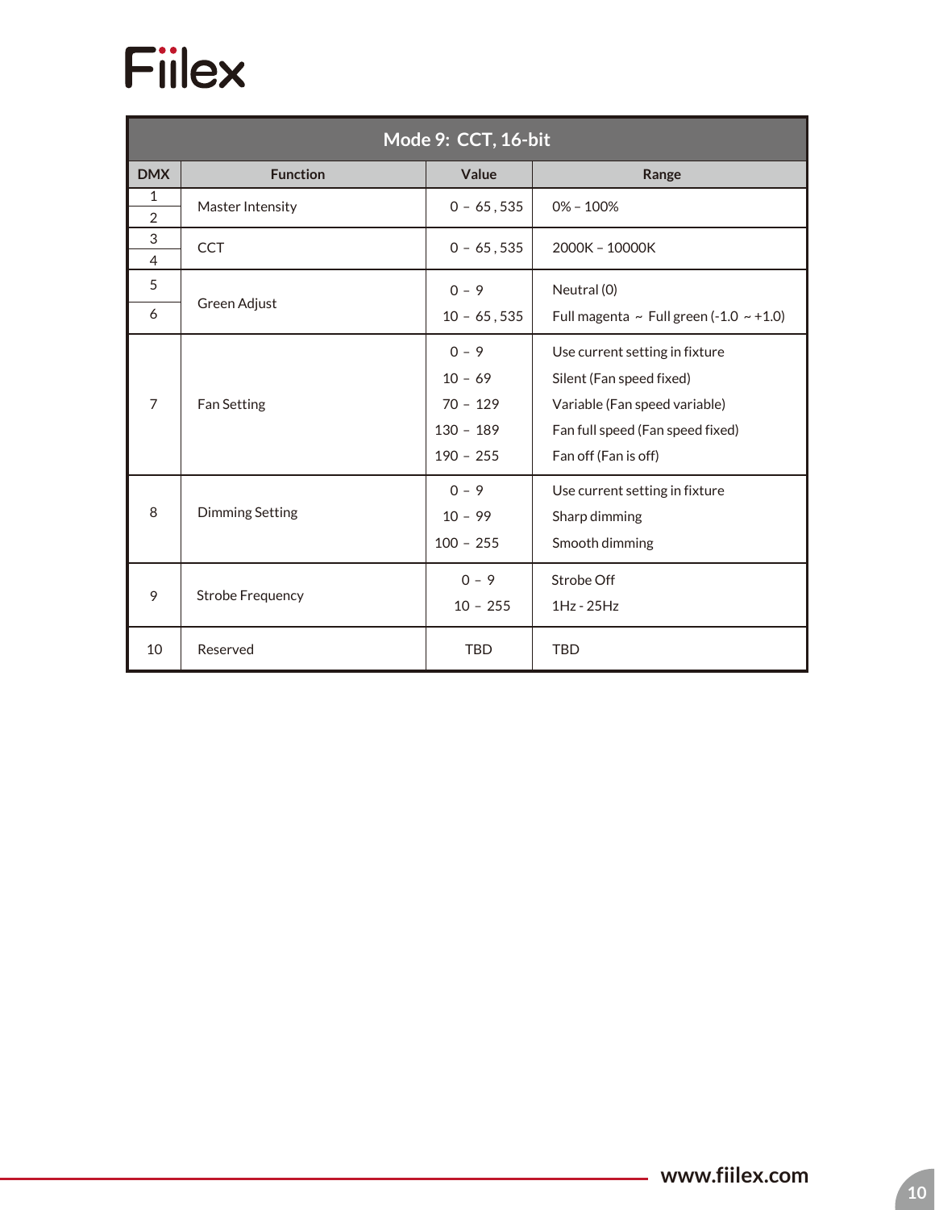| Mode 9: CCT, 16-bit | | | |
|---|---|---|---|
| **DMX** | **Function** | **Value** | **Range** |
| 1<br>2 | Master Intensity | 0 – 65 , 535 | 0% – 100% |
| 3<br>4 | CCT | 0 – 65 , 535 | 2000K – 10000K |
| 5<br>6 | Green Adjust | 0 – 9<br>10 – 65 , 535 | Neutral (0)<br>Full magenta ~ Full green (-1.0 ~ +1.0) |
| 7 | Fan Setting | 0 – 9<br>10 – 69<br>70 – 129<br>130 – 189<br>190 – 255 | Use current setting in fixture<br>Silent (Fan speed fixed)<br>Variable (Fan speed variable)<br>Fan full speed (Fan speed fixed)<br>Fan off (Fan is off) |
| 8 | Dimming Setting | 0 – 9<br>10 – 99<br>100 – 255 | Use current setting in fixture<br>Sharp dimming<br>Smooth dimming |
| 9 | Strobe Frequency | 0 – 9<br>10 – 255 | Strobe Off<br>1Hz - 25Hz |
| 10 | Reserved | TBD | TBD |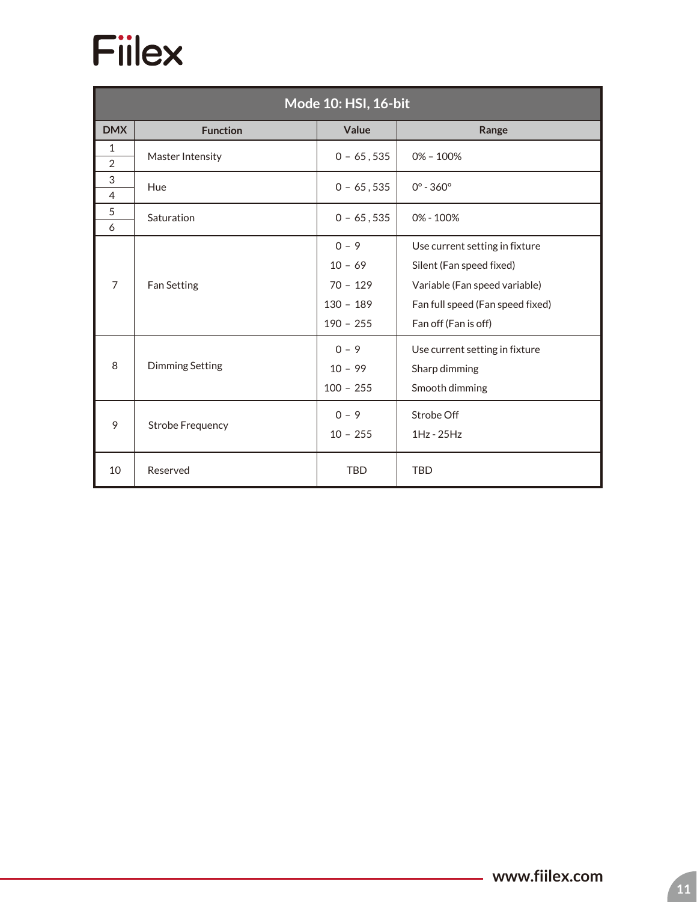| Mode 10: HSI, 16-bit | | | |
|---|---|---|---|
| DMX | Function | Value | Range |
| 1<br>2 | Master Intensity | 0 – 65,535 | 0% – 100% |
| 3<br>4 | Hue | 0 – 65,535 | 0° - 360° |
| 5<br>6 | Saturation | 0 – 65,535 | 0% - 100% |
| 7 | Fan Setting | 0 – 9<br>10 – 69<br>70 – 129<br>130 – 189<br>190 – 255 | Use current setting in fixture<br>Silent (Fan speed fixed)<br>Variable (Fan speed variable)<br>Fan full speed (Fan speed fixed)<br>Fan off (Fan is off) |
| 8 | Dimming Setting | 0 – 9<br>10 – 99<br>100 – 255 | Use current setting in fixture<br>Sharp dimming<br>Smooth dimming |
| 9 | Strobe Frequency | 0 – 9<br>10 – 255 | Strobe Off<br>1Hz - 25Hz |
| 10 | Reserved | TBD | TBD |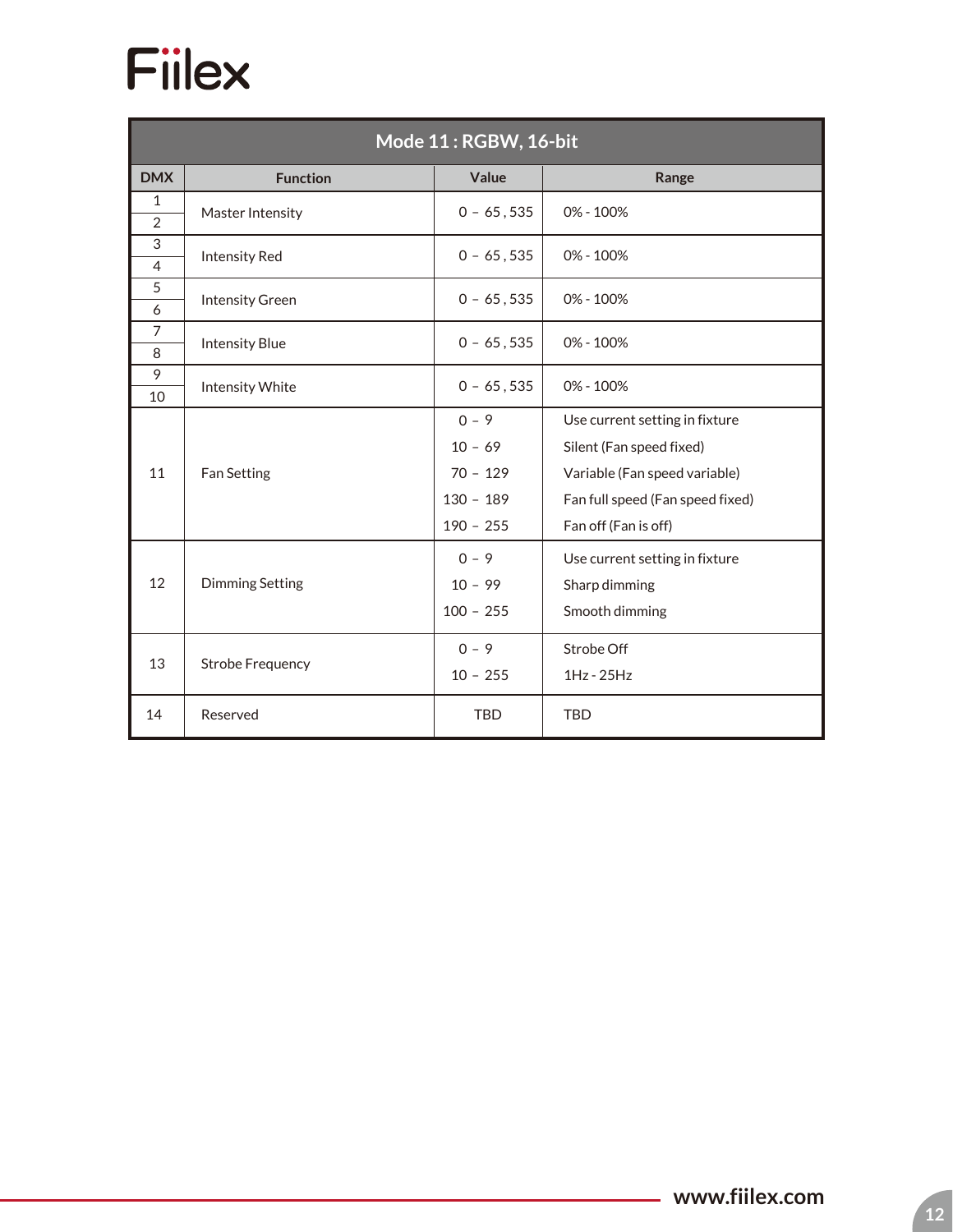| Mode 11 : RGBW, 16-bit | | | |
|---|---|---|---|
| **DMX** | **Function** | **Value** | **Range** |
| 1<br>2 | Master Intensity | 0 – 65 , 535 | 0% - 100% |
| 3<br>4 | Intensity Red | 0 – 65 , 535 | 0% - 100% |
| 5<br>6 | Intensity Green | 0 – 65 , 535 | 0% - 100% |
| 7<br>8 | Intensity Blue | 0 – 65 , 535 | 0% - 100% |
| 9<br>10 | Intensity White | 0 – 65 , 535 | 0% - 100% |
| 11 | Fan Setting | 0 – 9<br>10 – 69<br>70 – 129<br>130 – 189<br>190 – 255 | Use current setting in fixture<br>Silent (Fan speed fixed)<br>Variable (Fan speed variable)<br>Fan full speed (Fan speed fixed)<br>Fan off (Fan is off) |
| 12 | Dimming Setting | 0 – 9<br>10 – 99<br>100 – 255 | Use current setting in fixture<br>Sharp dimming<br>Smooth dimming |
| 13 | Strobe Frequency | 0 – 9<br>10 – 255 | Strobe Off<br>1Hz - 25Hz |
| 14 | Reserved | TBD | TBD |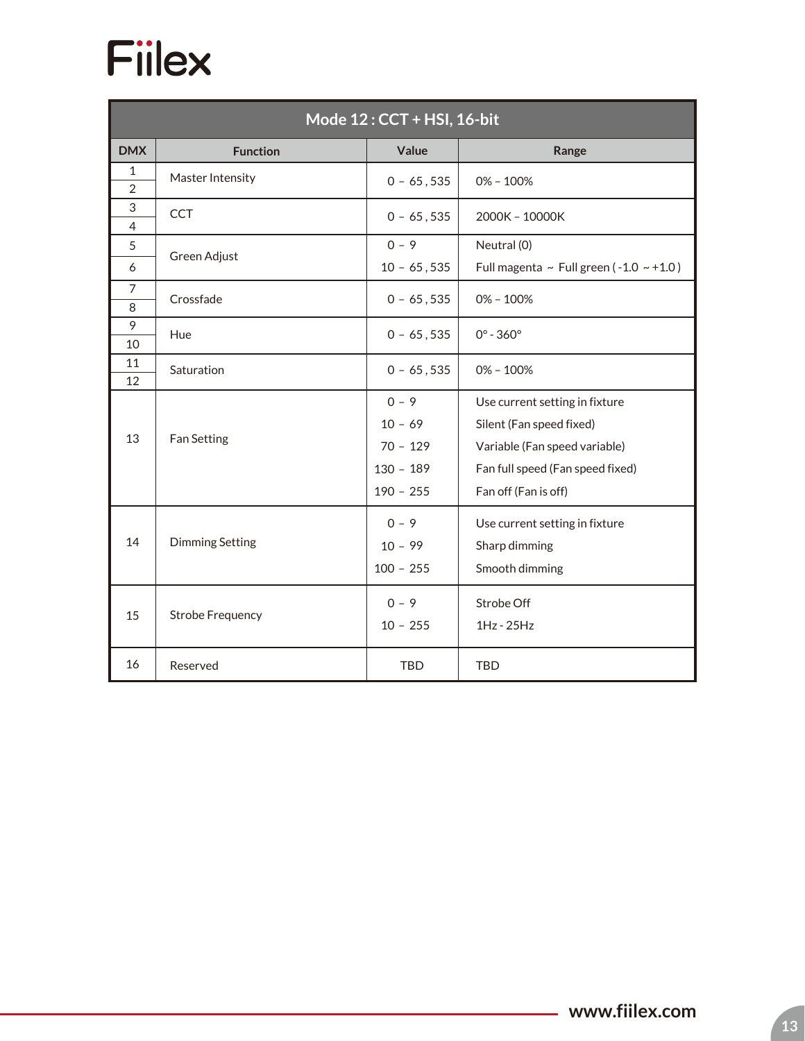| Mode 12 : CCT + HSI, 16-bit | | | |
|---|---|---|---|
| **DMX** | **Function** | **Value** | **Range** |
| 1<br>2 | Master Intensity | 0 – 65,535 | 0% – 100% |
| 3<br>4 | CCT | 0 – 65,535 | 2000K – 10000K |
| 5<br>6 | Green Adjust | 0 – 9<br>10 – 65,535 | Neutral (0)<br>Full magenta ~ Full green ( -1.0 ~ +1.0 ) |
| 7<br>8 | Crossfade | 0 – 65,535 | 0% – 100% |
| 9<br>10 | Hue | 0 – 65,535 | 0° - 360° |
| 11<br>12 | Saturation | 0 – 65,535 | 0% – 100% |
| 13 | Fan Setting | 0 – 9<br>10 – 69<br>70 – 129<br>130 – 189<br>190 – 255 | Use current setting in fixture<br>Silent (Fan speed fixed)<br>Variable (Fan speed variable)<br>Fan full speed (Fan speed fixed)<br>Fan off (Fan is off) |
| 14 | Dimming Setting | 0 – 9<br>10 – 99<br>100 – 255 | Use current setting in fixture<br>Sharp dimming<br>Smooth dimming |
| 15 | Strobe Frequency | 0 – 9<br>10 – 255 | Strobe Off<br>1Hz - 25Hz |
| 16 | Reserved | TBD | TBD |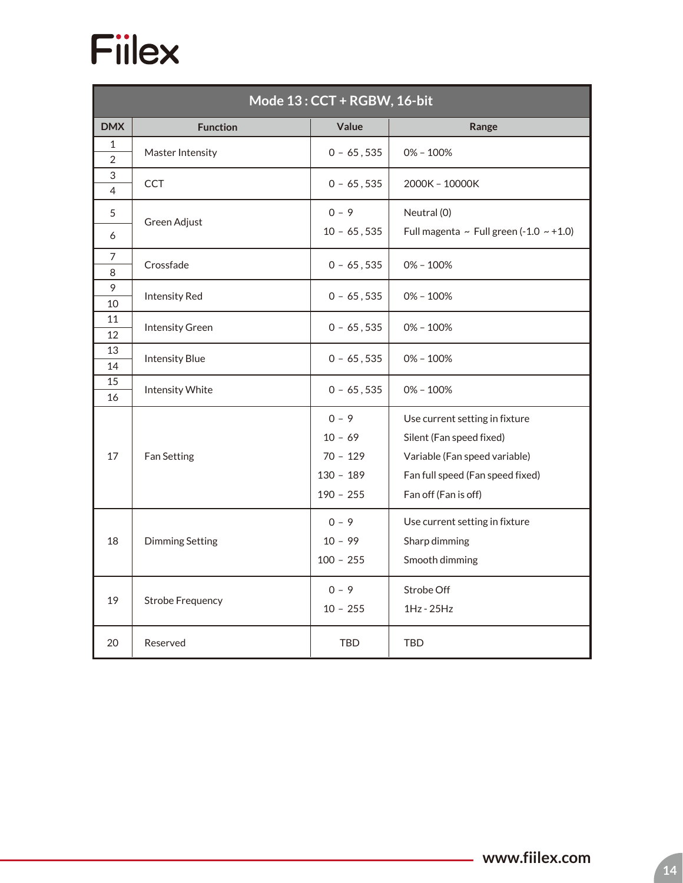| Mode 13 : CCT + RGBW, 16-bit | | | |
|---|---|---|---|
| **DMX** | **Function** | **Value** | **Range** |
| 1<br>2 | Master Intensity | 0 – 65 , 535 | 0% – 100% |
| 3<br>4 | CCT | 0 – 65 , 535 | 2000K – 10000K |
| 5<br>6 | Green Adjust | 0 – 9<br>10 – 65 , 535 | Neutral (0)<br>Full magenta ~ Full green (-1.0 ~ +1.0) |
| 7<br>8 | Crossfade | 0 – 65 , 535 | 0% – 100% |
| 9<br>10 | Intensity Red | 0 – 65 , 535 | 0% – 100% |
| 11<br>12 | Intensity Green | 0 – 65 , 535 | 0% – 100% |
| 13<br>14 | Intensity Blue | 0 – 65 , 535 | 0% – 100% |
| 15<br>16 | Intensity White | 0 – 65 , 535 | 0% – 100% |
| 17 | Fan Setting | 0 – 9<br>10 – 69<br>70 – 129<br>130 – 189<br>190 – 255 | Use current setting in fixture<br>Silent (Fan speed fixed)<br>Variable (Fan speed variable)<br>Fan full speed (Fan speed fixed)<br>Fan off (Fan is off) |
| 18 | Dimming Setting | 0 – 9<br>10 – 99<br>100 – 255 | Use current setting in fixture<br>Sharp dimming<br>Smooth dimming |
| 19 | Strobe Frequency | 0 – 9<br>10 – 255 | Strobe Off<br>1Hz - 25Hz |
| 20 | Reserved | TBD | TBD |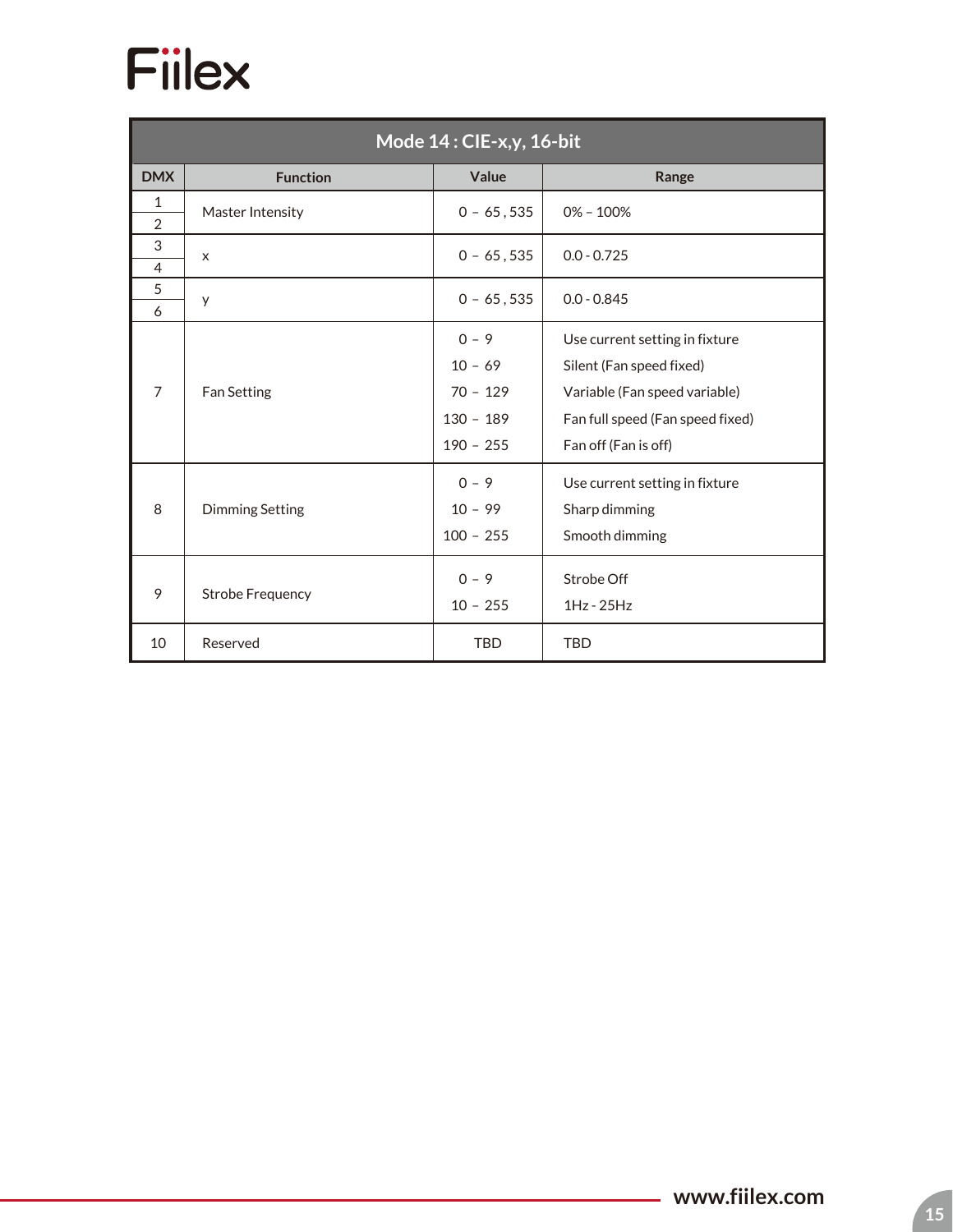| Mode 14 : CIE-x,y, 16-bit | | | |
|---|---|---|---|
| **DMX** | **Function** | **Value** | **Range** |
| 1<br>2 | Master Intensity | 0 – 65 , 535 | 0% – 100% |
| 3<br>4 | x | 0 – 65 , 535 | 0.0 - 0.725 |
| 5<br>6 | y | 0 – 65 , 535 | 0.0 - 0.845 |
| 7 | Fan Setting | 0 – 9<br>10 – 69<br>70 – 129<br>130 – 189<br>190 – 255 | Use current setting in fixture<br>Silent (Fan speed fixed)<br>Variable (Fan speed variable)<br>Fan full speed (Fan speed fixed)<br>Fan off (Fan is off) |
| 8 | Dimming Setting | 0 – 9<br>10 – 99<br>100 – 255 | Use current setting in fixture<br>Sharp dimming<br>Smooth dimming |
| 9 | Strobe Frequency | 0 – 9<br>10 – 255 | Strobe Off<br>1Hz - 25Hz |
| 10 | Reserved | TBD | TBD |

www.fiilex.com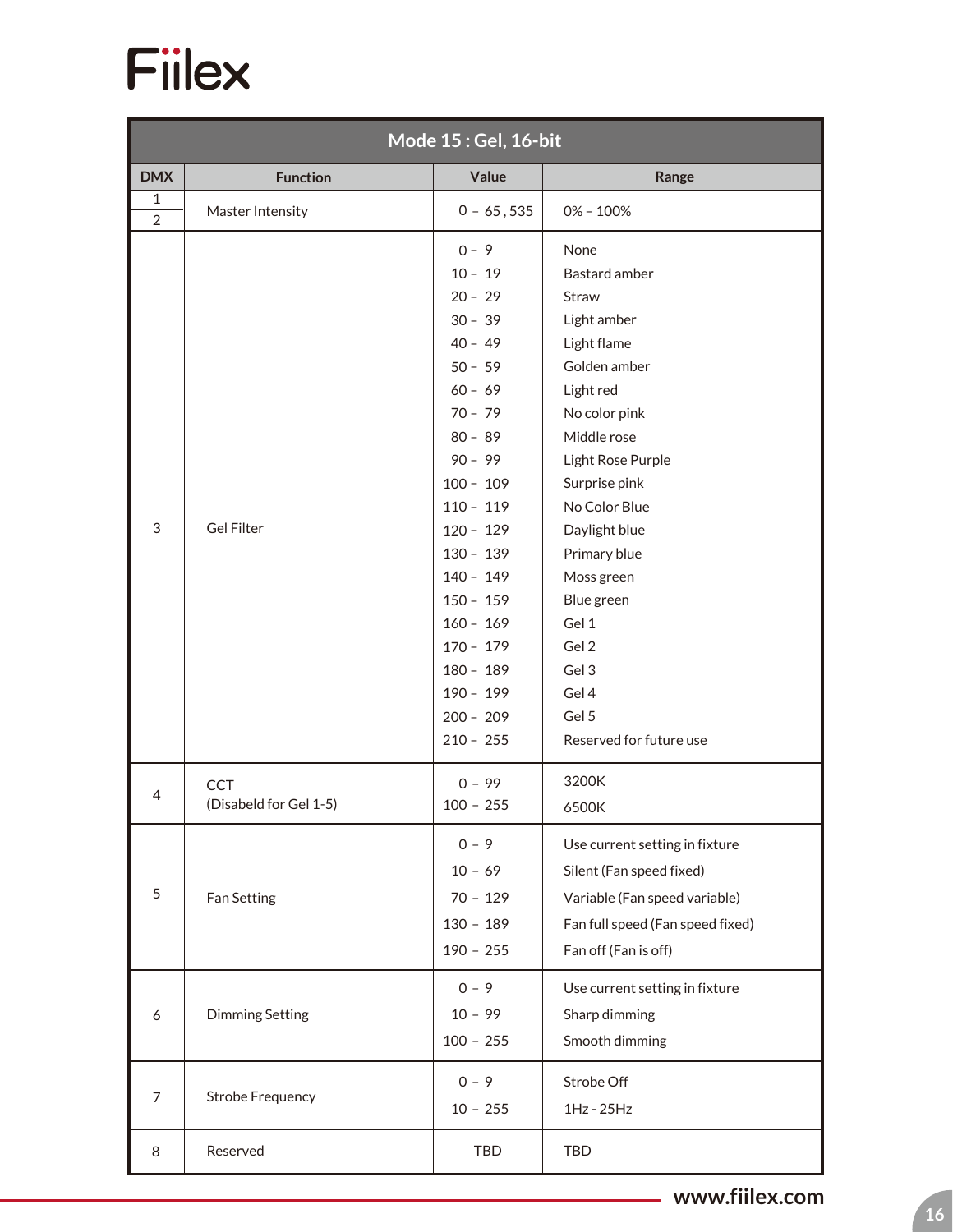| Mode 15 : Gel, 16-bit | | | |
|---|---|---|---|
| **DMX** | **Function** | **Value** | **Range** |
| 1<br>2 | Master Intensity | 0 – 65 ,535 | 0% – 100% |
| 3 | Gel Filter | 0 – 9<br>10 – 19<br>20 – 29<br>30 – 39<br>40 – 49<br>50 – 59<br>60 – 69<br>70 – 79<br>80 – 89<br>90 – 99<br>100 – 109<br>110 – 119<br>120 – 129<br>130 – 139<br>140 – 149<br>150 – 159<br>160 – 169<br>170 – 179<br>180 – 189<br>190 – 199<br>200 – 209<br>210 – 255 | None<br>Bastard amber<br>Straw<br>Light amber<br>Light flame<br>Golden amber<br>Light red<br>No color pink<br>Middle rose<br>Light Rose Purple<br>Surprise pink<br>No Color Blue<br>Daylight blue<br>Primary blue<br>Moss green<br>Blue green<br>Gel 1<br>Gel 2<br>Gel 3<br>Gel 4<br>Gel 5<br>Reserved for future use |
| 4 | CCT<br>(Disabeld for Gel 1-5) | 0 – 99<br>100 – 255 | 3200K<br>6500K |
| 5 | Fan Setting | 0 – 9<br>10 – 69<br>70 – 129<br>130 – 189<br>190 – 255 | Use current setting in fixture<br>Silent (Fan speed fixed)<br>Variable (Fan speed variable)<br>Fan full speed (Fan speed fixed)<br>Fan off (Fan is off) |
| 6 | Dimming Setting | 0 – 9<br>10 – 99<br>100 – 255 | Use current setting in fixture<br>Sharp dimming<br>Smooth dimming |
| 7 | Strobe Frequency | 0 – 9<br>10 – 255 | Strobe Off<br>1Hz - 25Hz |
| 8 | Reserved | TBD | TBD |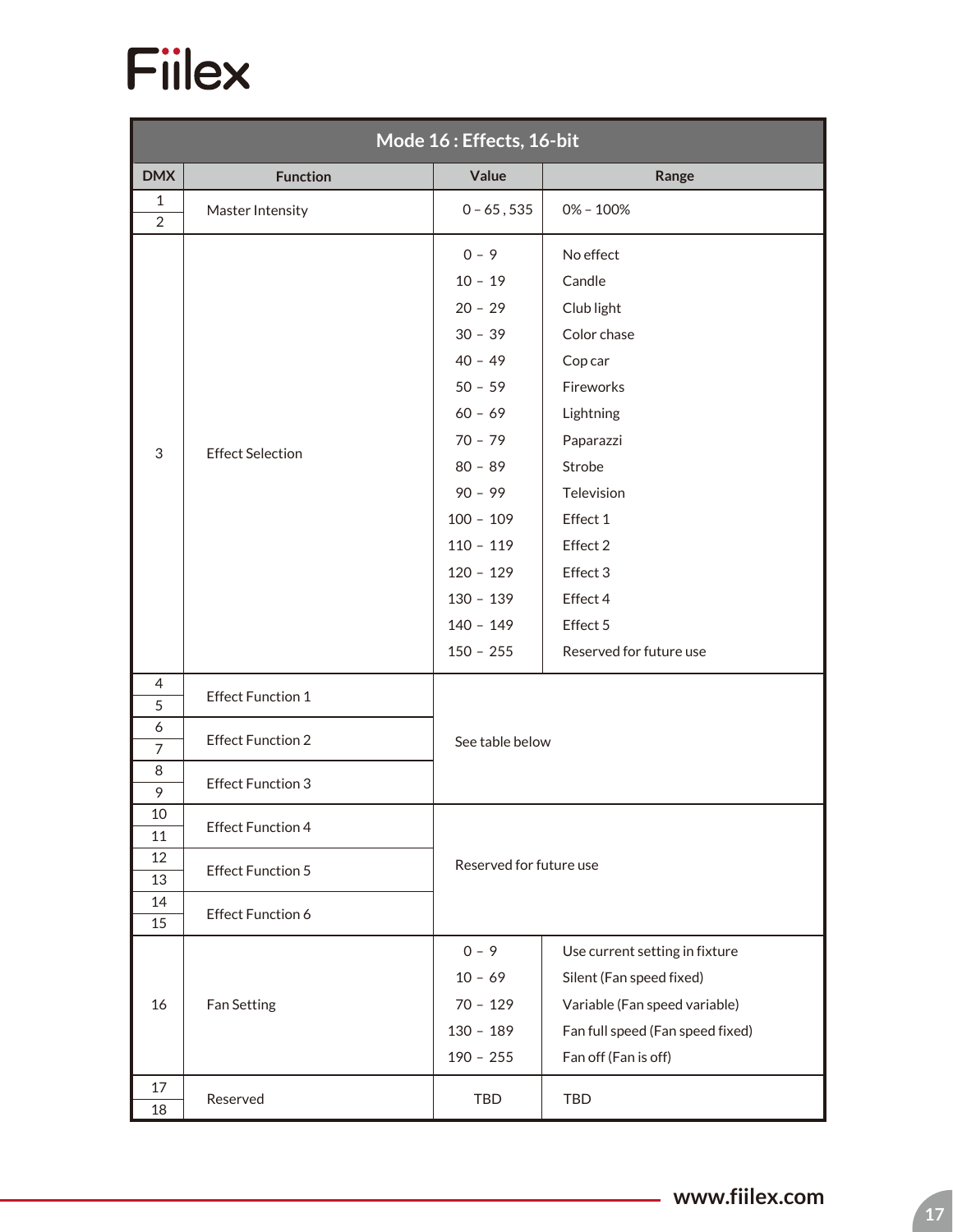| Mode 16 : Effects, 16-bit | | | |
|---|---|---|---|
| **DMX** | **Function** | **Value** | **Range** |
| 1<br>2 | Master Intensity | 0 – 65 , 535 | 0% – 100% |
| 3 | Effect Selection | 0 – 9<br>10 – 19<br>20 – 29<br>30 – 39<br>40 – 49<br>50 – 59<br>60 – 69<br>70 – 79<br>80 – 89<br>90 – 99<br>100 – 109<br>110 – 119<br>120 – 129<br>130 – 139<br>140 – 149<br>150 – 255 | No effect<br>Candle<br>Club light<br>Color chase<br>Cop car<br>Fireworks<br>Lightning<br>Paparazzi<br>Strobe<br>Television<br>Effect 1<br>Effect 2<br>Effect 3<br>Effect 4<br>Effect 5<br>Reserved for future use |
| 4<br>5 | Effect Function 1 | See table below | |
| 6<br>7 | Effect Function 2 | See table below | |
| 8<br>9 | Effect Function 3 | See table below | |
| 10<br>11 | Effect Function 4 | Reserved for future use | |
| 12<br>13 | Effect Function 5 | Reserved for future use | |
| 14<br>15 | Effect Function 6 | Reserved for future use | |
| 16 | Fan Setting | 0 – 9<br>10 – 69<br>70 – 129<br>130 – 189<br>190 – 255 | Use current setting in fixture<br>Silent (Fan speed fixed)<br>Variable (Fan speed variable)<br>Fan full speed (Fan speed fixed)<br>Fan off (Fan is off) |
| 17<br>18 | Reserved | TBD | TBD |

www.fiilex.com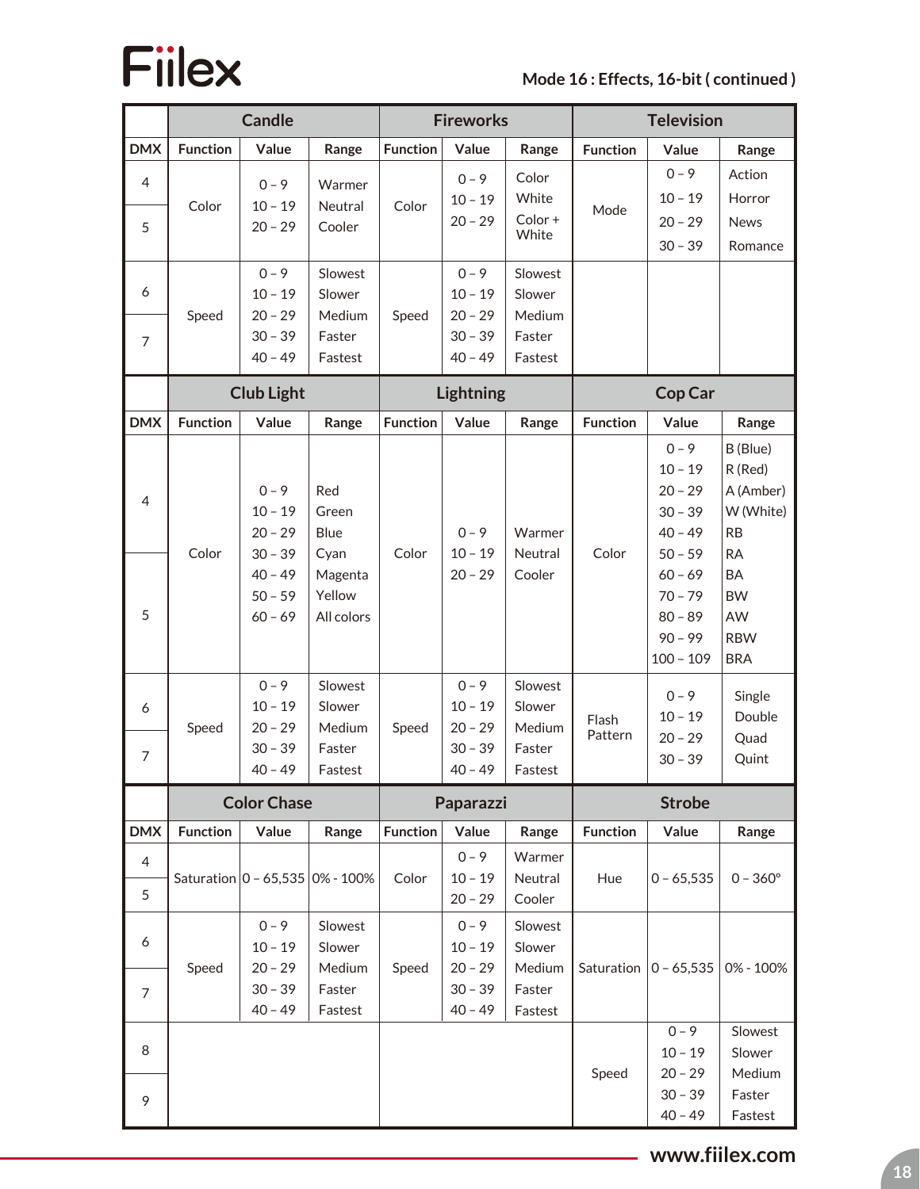## Mode 16 : Effects, 16-bit ( continued )

| | Candle | | | Fireworks | | | Television | | |
|---|---|---|---|---|---|---|---|---|---|
| DMX | Function | Value | Range | Function | Value | Range | Function | Value | Range |
| 4<br>5 | Color | 0 – 9<br>10 – 19<br>20 – 29 | Warmer<br>Neutral<br>Cooler | Color | 0 – 9<br>10 – 19<br>20 – 29 | Color<br>White<br>Color + White | Mode | 0 – 9<br>10 – 19<br>20 – 29<br>30 – 39 | Action<br>Horror<br>News<br>Romance |
| 6<br>7 | Speed | 0 – 9<br>10 – 19<br>20 – 29<br>30 – 39<br>40 – 49 | Slowest<br>Slower<br>Medium<br>Faster<br>Fastest | Speed | 0 – 9<br>10 – 19<br>20 – 29<br>30 – 39<br>40 – 49 | Slowest<br>Slower<br>Medium<br>Faster<br>Fastest | | | |
| | **Club Light** | | | **Lightning** | | | **Cop Car** | | |
| DMX | Function | Value | Range | Function | Value | Range | Function | Value | Range |
| 4<br>5 | Color | 0 – 9<br>10 – 19<br>20 – 29<br>30 – 39<br>40 – 49<br>50 – 59<br>60 – 69 | Red<br>Green<br>Blue<br>Cyan<br>Magenta<br>Yellow<br>All colors | Color | 0 – 9<br>10 – 19<br>20 – 29 | Warmer<br>Neutral<br>Cooler | Color | 0 – 9<br>10 – 19<br>20 – 29<br>30 – 39<br>40 – 49<br>50 – 59<br>60 – 69<br>70 – 79<br>80 – 89<br>90 – 99<br>100 – 109 | B (Blue)<br>R (Red)<br>A (Amber)<br>W (White)<br>RB<br>RA<br>BA<br>BW<br>AW<br>RBW<br>BRA |
| 6<br>7 | Speed | 0 – 9<br>10 – 19<br>20 – 29<br>30 – 39<br>40 – 49 | Slowest<br>Slower<br>Medium<br>Faster<br>Fastest | Speed | 0 – 9<br>10 – 19<br>20 – 29<br>30 – 39<br>40 – 49 | Slowest<br>Slower<br>Medium<br>Faster<br>Fastest | Flash Pattern | 0 – 9<br>10 – 19<br>20 – 29<br>30 – 39 | Single<br>Double<br>Quad<br>Quint |
| | **Color Chase** | | | **Paparazzi** | | | **Strobe** | | |
| DMX | Function | Value | Range | Function | Value | Range | Function | Value | Range |
| 4<br>5 | Saturation | 0 – 65,535 | 0% - 100% | Color | 0 – 9<br>10 – 19<br>20 – 29 | Warmer<br>Neutral<br>Cooler | Hue | 0 – 65,535 | 0 – 360° |
| 6<br>7 | Speed | 0 – 9<br>10 – 19<br>20 – 29<br>30 – 39<br>40 – 49 | Slowest<br>Slower<br>Medium<br>Faster<br>Fastest | Speed | 0 – 9<br>10 – 19<br>20 – 29<br>30 – 39<br>40 – 49 | Slowest<br>Slower<br>Medium<br>Faster<br>Fastest | Saturation | 0 – 65,535 | 0% - 100% |
| 8<br>9 | | | | | | | Speed | 0 – 9<br>10 – 19<br>20 – 29<br>30 – 39<br>40 – 49 | Slowest<br>Slower<br>Medium<br>Faster<br>Fastest |

www.fiilex.com